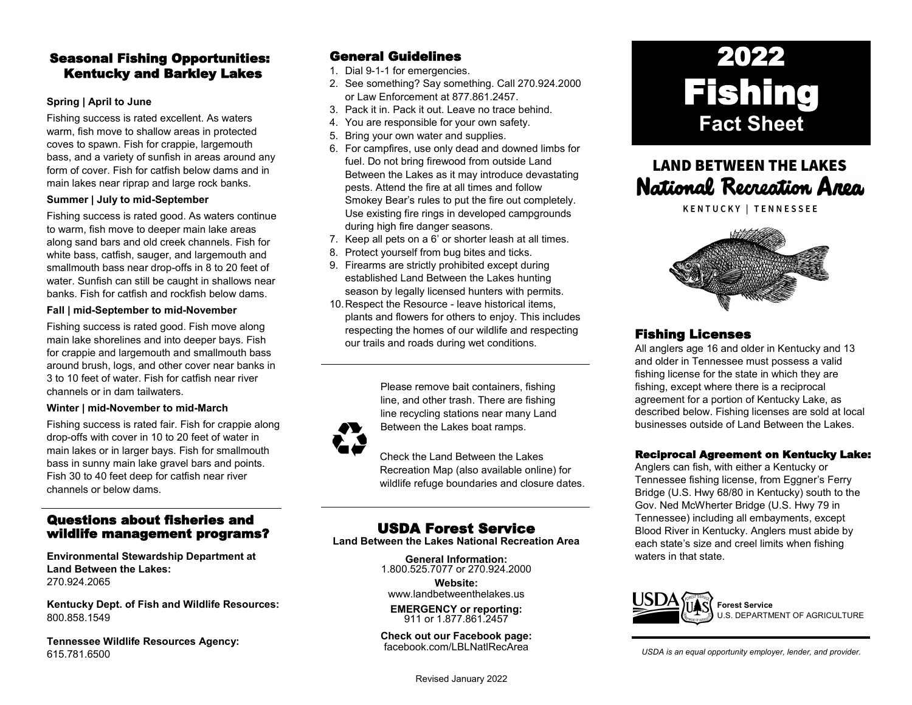## Seasonal Fishing Opportunities: Kentucky and Barkley Lakes

**Spring | April to June**

Fishing success is rated excellent. As waters warm, fish move to shallow areas in protected coves to spawn. Fish for crappie, largemouth bass, and a variety of sunfish in areas around any form of cover. Fish for catfish below dams and in main lakes near riprap and large rock banks.

**Summer | July to mid-September**

Fishing success is rated good. As waters continue to warm, fish move to deeper main lake areas along sand bars and old creek channels. Fish for white bass, catfish, sauger, and largemouth and smallmouth bass near drop-offs in 8 to 20 feet of water. Sunfish can still be caught in shallows near banks. Fish for catfish and rockfish below dams.

**Fall | mid-September to mid-November**

Fishing success is rated good. Fish move along main lake shorelines and into deeper bays. Fish for crappie and largemouth and smallmouth bass around brush, logs, and other cover near banks in 3 to 10 feet of water. Fish for catfish near river channels or in dam tailwaters.

**Winter | mid-November to mid-March**

Fishing success is rated fair. Fish for crappie along drop-offs with cover in 10 to 20 feet of water in main lakes or in larger bays. Fish for smallmouth bass in sunny main lake gravel bars and points. Fish 30 to 40 feet deep for catfish near river channels or below dams.

## Questions about fisheries and wildlife management programs?

**Environmental Stewardship Department at Land Between the Lakes:**
270.924.2065

**Kentucky Dept. of Fish and Wildlife Resources:**
800.858.1549

**Tennessee Wildlife Resources Agency:**
615.781.6500

## General Guidelines

1. Dial 9-1-1 for emergencies.
2. See something? Say something. Call 270.924.2000 or Law Enforcement at 877.861.2457.
3. Pack it in. Pack it out. Leave no trace behind.
4. You are responsible for your own safety.
5. Bring your own water and supplies.
6. For campfires, use only dead and downed limbs for fuel. Do not bring firewood from outside Land Between the Lakes as it may introduce devastating pests. Attend the fire at all times and follow Smokey Bear's rules to put the fire out completely. Use existing fire rings in developed campgrounds during high fire danger seasons.
7. Keep all pets on a 6' or shorter leash at all times.
8. Protect yourself from bug bites and ticks.
9. Firearms are strictly prohibited except during established Land Between the Lakes hunting season by legally licensed hunters with permits.
10. Respect the Resource - leave historical items, plants and flowers for others to enjoy. This includes respecting the homes of our wildlife and respecting our trails and roads during wet conditions.

---

Please remove bait containers, fishing line, and other trash. There are fishing line recycling stations near many Land Between the Lakes boat ramps.

Check the Land Between the Lakes Recreation Map (also available online) for wildlife refuge boundaries and closure dates.

---

## USDA Forest Service

**Land Between the Lakes National Recreation Area**

**General Information:**
1.800.525.7077 or 270.924.2000

**Website:**
www.landbetweenthelakes.us

**EMERGENCY or reporting:**
911 or 1.877.861.2457

**Check out our Facebook page:**
facebook.com/LBLNatlRecArea

Revised January 2022

# 2022 Fishing Fact Sheet

## LAND BETWEEN THE LAKES National Recreation Area

KENTUCKY | TENNESSEE

## Fishing Licenses

All anglers age 16 and older in Kentucky and 13 and older in Tennessee must possess a valid fishing license for the state in which they are fishing, except where there is a reciprocal agreement for a portion of Kentucky Lake, as described below. Fishing licenses are sold at local businesses outside of Land Between the Lakes.

### Reciprocal Agreement on Kentucky Lake:

Anglers can fish, with either a Kentucky or Tennessee fishing license, from Eggner's Ferry Bridge (U.S. Hwy 68/80 in Kentucky) south to the Gov. Ned McWherter Bridge (U.S. Hwy 79 in Tennessee) including all embayments, except Blood River in Kentucky. Anglers must abide by each state's size and creel limits when fishing waters in that state.

USDA Forest Service
U.S. DEPARTMENT OF AGRICULTURE

*USDA is an equal opportunity employer, lender, and provider.*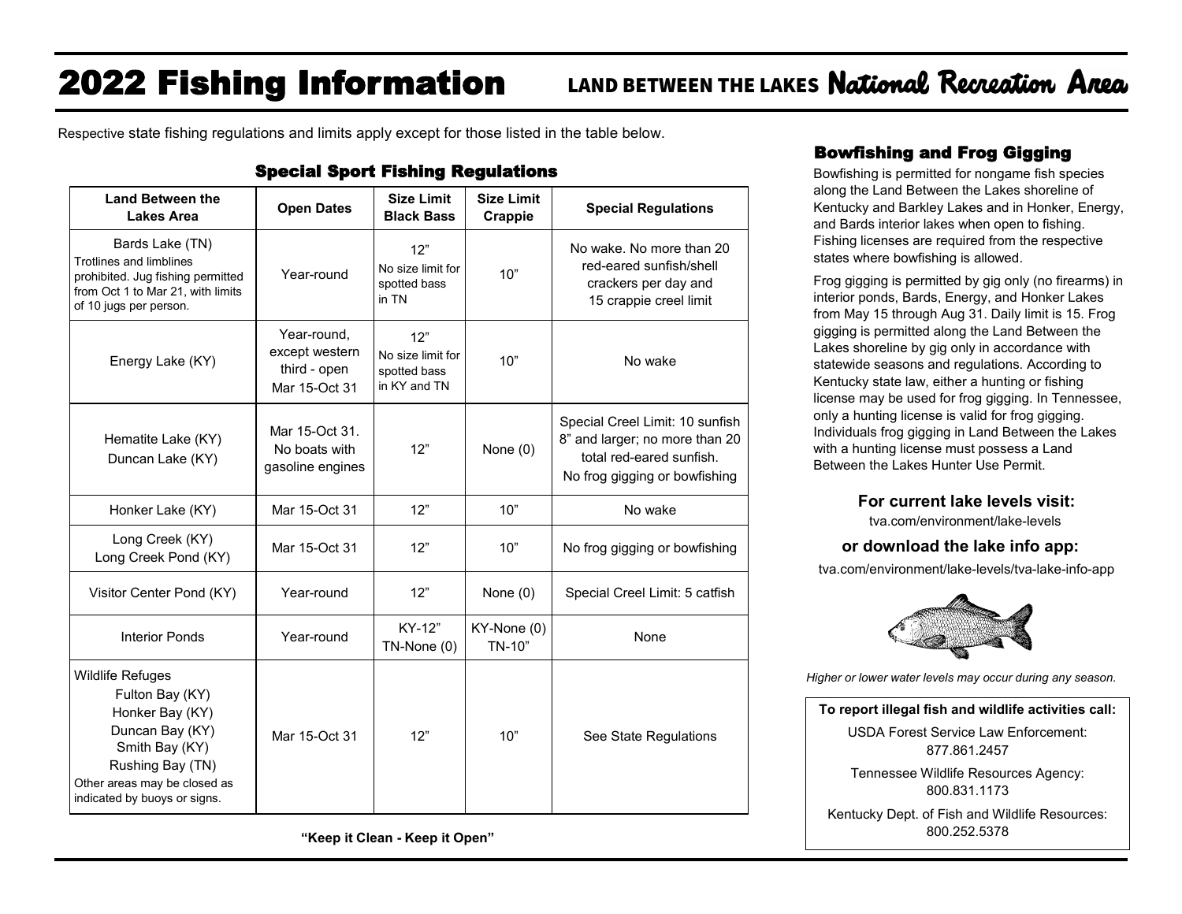# 2022 Fishing Information

## LAND BETWEEN THE LAKES *National Recreation Area*

Respective state fishing regulations and limits apply except for those listed in the table below.

### Special Sport Fishing Regulations

| Land Between the Lakes Area | Open Dates | Size Limit Black Bass | Size Limit Crappie | Special Regulations |
|---|---|---|---|---|
| Bards Lake (TN) Trotlines and limblines prohibited. Jug fishing permitted from Oct 1 to Mar 21, with limits of 10 jugs per person. | Year-round | 12” No size limit for spotted bass in TN | 10” | No wake. No more than 20 red-eared sunfish/shell crackers per day and 15 crappie creel limit |
| Energy Lake (KY) | Year-round, except western third - open Mar 15-Oct 31 | 12” No size limit for spotted bass in KY and TN | 10” | No wake |
| Hematite Lake (KY) Duncan Lake (KY) | Mar 15-Oct 31. No boats with gasoline engines | 12” | None (0) | Special Creel Limit: 10 sunfish 8” and larger; no more than 20 total red-eared sunfish. No frog gigging or bowfishing |
| Honker Lake (KY) | Mar 15-Oct 31 | 12” | 10” | No wake |
| Long Creek (KY) Long Creek Pond (KY) | Mar 15-Oct 31 | 12” | 10” | No frog gigging or bowfishing |
| Visitor Center Pond (KY) | Year-round | 12” | None (0) | Special Creel Limit: 5 catfish |
| Interior Ponds | Year-round | KY-12” TN-None (0) | KY-None (0) TN-10” | None |
| Wildlife Refuges: Fulton Bay (KY), Honker Bay (KY), Duncan Bay (KY), Smith Bay (KY), Rushing Bay (TN). Other areas may be closed as indicated by buoys or signs. | Mar 15-Oct 31 | 12” | 10” | See State Regulations |

**“Keep it Clean - Keep it Open”**

### Bowfishing and Frog Gigging

Bowfishing is permitted for nongame fish species along the Land Between the Lakes shoreline of Kentucky and Barkley Lakes and in Honker, Energy, and Bards interior lakes when open to fishing. Fishing licenses are required from the respective states where bowfishing is allowed.

Frog gigging is permitted by gig only (no firearms) in interior ponds, Bards, Energy, and Honker Lakes from May 15 through Aug 31. Daily limit is 15. Frog gigging is permitted along the Land Between the Lakes shoreline by gig only in accordance with statewide seasons and regulations. According to Kentucky state law, either a hunting or fishing license may be used for frog gigging. In Tennessee, only a hunting license is valid for frog gigging. Individuals frog gigging in Land Between the Lakes with a hunting license must possess a Land Between the Lakes Hunter Use Permit.

**For current lake levels visit:**

tva.com/environment/lake-levels

**or download the lake info app:**

tva.com/environment/lake-levels/tva-lake-info-app

*Higher or lower water levels may occur during any season.*

**To report illegal fish and wildlife activities call:**

USDA Forest Service Law Enforcement: 877.861.2457

Tennessee Wildlife Resources Agency: 800.831.1173

Kentucky Dept. of Fish and Wildlife Resources: 800.252.5378